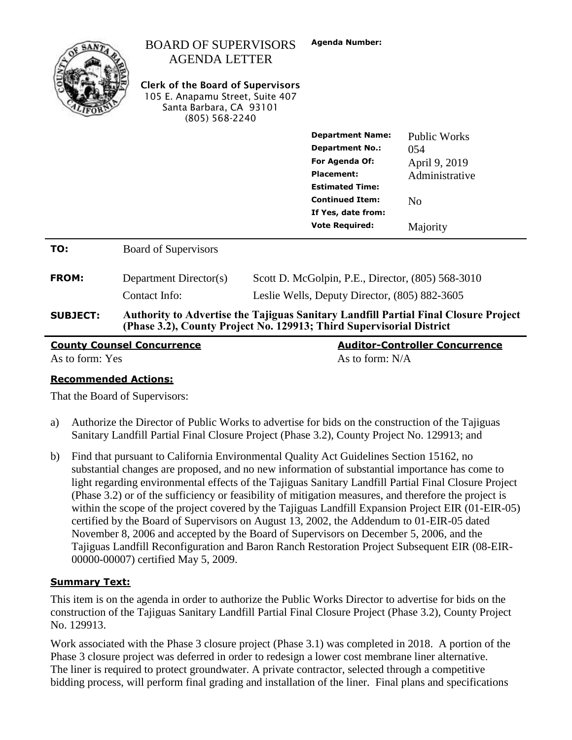# BOARD OF SUPERVISORS AGENDA LETTER

**Clerk of the Board of Supervisors**
105 E. Anapamu Street, Suite 407
Santa Barbara, CA 93101
(805) 568-2240

**Agenda Number:**

| | |
|---|---|
| **Department Name:** | Public Works |
| **Department No.:** | 054 |
| **For Agenda Of:** | April 9, 2019 |
| **Placement:** | Administrative |
| **Estimated Time:** | |
| **Continued Item:** | No |
| **If Yes, date from:** | |
| **Vote Required:** | Majority |

**TO:** Board of Supervisors

**FROM:** Department Director(s) — Scott D. McGolpin, P.E., Director, (805) 568-3010
Contact Info: Leslie Wells, Deputy Director, (805) 882-3605

**SUBJECT:** **Authority to Advertise the Tajiguas Sanitary Landfill Partial Final Closure Project (Phase 3.2), County Project No. 129913; Third Supervisorial District**

| **County Counsel Concurrence** | **Auditor-Controller Concurrence** |
|---|---|
| As to form: Yes | As to form: N/A |

**Recommended Actions:**

That the Board of Supervisors:

a) Authorize the Director of Public Works to advertise for bids on the construction of the Tajiguas Sanitary Landfill Partial Final Closure Project (Phase 3.2), County Project No. 129913; and

b) Find that pursuant to California Environmental Quality Act Guidelines Section 15162, no substantial changes are proposed, and no new information of substantial importance has come to light regarding environmental effects of the Tajiguas Sanitary Landfill Partial Final Closure Project (Phase 3.2) or of the sufficiency or feasibility of mitigation measures, and therefore the project is within the scope of the project covered by the Tajiguas Landfill Expansion Project EIR (01-EIR-05) certified by the Board of Supervisors on August 13, 2002, the Addendum to 01-EIR-05 dated November 8, 2006 and accepted by the Board of Supervisors on December 5, 2006, and the Tajiguas Landfill Reconfiguration and Baron Ranch Restoration Project Subsequent EIR (08-EIR-00000-00007) certified May 5, 2009.

**Summary Text:**

This item is on the agenda in order to authorize the Public Works Director to advertise for bids on the construction of the Tajiguas Sanitary Landfill Partial Final Closure Project (Phase 3.2), County Project No. 129913.

Work associated with the Phase 3 closure project (Phase 3.1) was completed in 2018. A portion of the Phase 3 closure project was deferred in order to redesign a lower cost membrane liner alternative. The liner is required to protect groundwater. A private contractor, selected through a competitive bidding process, will perform final grading and installation of the liner. Final plans and specifications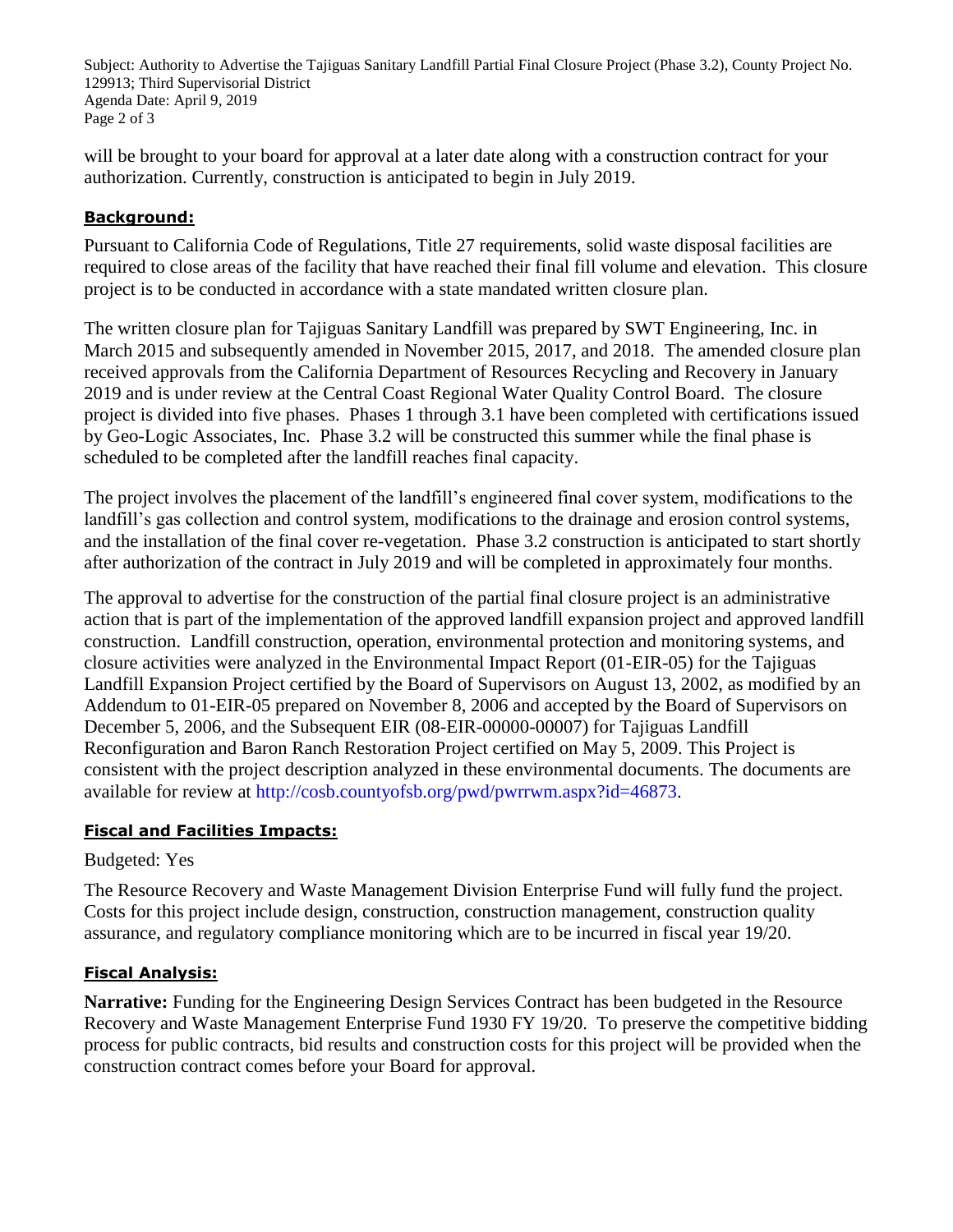will be brought to your board for approval at a later date along with a construction contract for your authorization. Currently, construction is anticipated to begin in July 2019.

## Background:

Pursuant to California Code of Regulations, Title 27 requirements, solid waste disposal facilities are required to close areas of the facility that have reached their final fill volume and elevation. This closure project is to be conducted in accordance with a state mandated written closure plan.

The written closure plan for Tajiguas Sanitary Landfill was prepared by SWT Engineering, Inc. in March 2015 and subsequently amended in November 2015, 2017, and 2018. The amended closure plan received approvals from the California Department of Resources Recycling and Recovery in January 2019 and is under review at the Central Coast Regional Water Quality Control Board. The closure project is divided into five phases. Phases 1 through 3.1 have been completed with certifications issued by Geo-Logic Associates, Inc. Phase 3.2 will be constructed this summer while the final phase is scheduled to be completed after the landfill reaches final capacity.

The project involves the placement of the landfill's engineered final cover system, modifications to the landfill's gas collection and control system, modifications to the drainage and erosion control systems, and the installation of the final cover re-vegetation. Phase 3.2 construction is anticipated to start shortly after authorization of the contract in July 2019 and will be completed in approximately four months.

The approval to advertise for the construction of the partial final closure project is an administrative action that is part of the implementation of the approved landfill expansion project and approved landfill construction. Landfill construction, operation, environmental protection and monitoring systems, and closure activities were analyzed in the Environmental Impact Report (01-EIR-05) for the Tajiguas Landfill Expansion Project certified by the Board of Supervisors on August 13, 2002, as modified by an Addendum to 01-EIR-05 prepared on November 8, 2006 and accepted by the Board of Supervisors on December 5, 2006, and the Subsequent EIR (08-EIR-00000-00007) for Tajiguas Landfill Reconfiguration and Baron Ranch Restoration Project certified on May 5, 2009. This Project is consistent with the project description analyzed in these environmental documents. The documents are available for review at http://cosb.countyofsb.org/pwd/pwrrwm.aspx?id=46873.

## Fiscal and Facilities Impacts:

Budgeted: Yes

The Resource Recovery and Waste Management Division Enterprise Fund will fully fund the project. Costs for this project include design, construction, construction management, construction quality assurance, and regulatory compliance monitoring which are to be incurred in fiscal year 19/20.

## Fiscal Analysis:

**Narrative:** Funding for the Engineering Design Services Contract has been budgeted in the Resource Recovery and Waste Management Enterprise Fund 1930 FY 19/20. To preserve the competitive bidding process for public contracts, bid results and construction costs for this project will be provided when the construction contract comes before your Board for approval.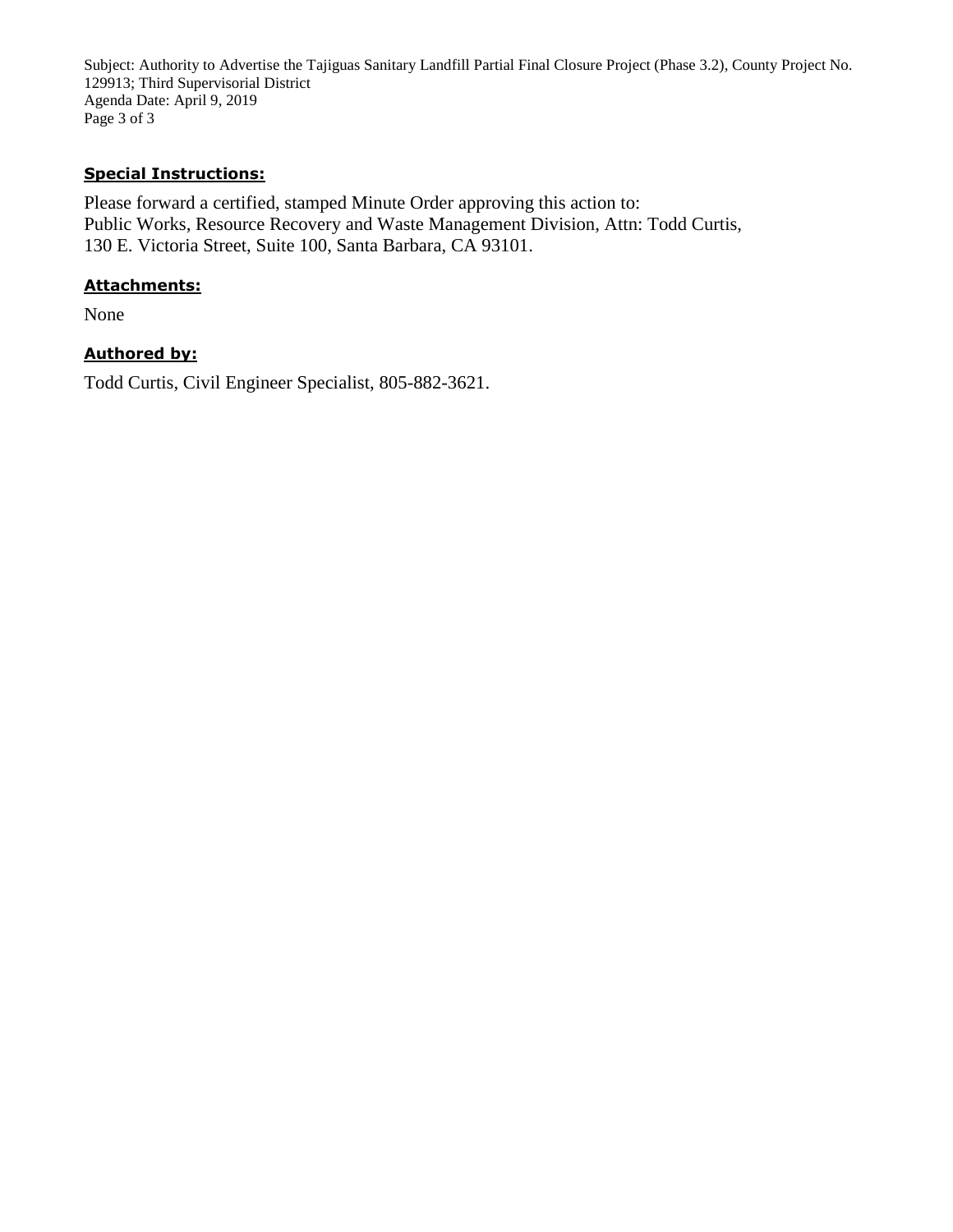**Special Instructions:**

Please forward a certified, stamped Minute Order approving this action to:
Public Works, Resource Recovery and Waste Management Division, Attn: Todd Curtis,
130 E. Victoria Street, Suite 100, Santa Barbara, CA 93101.

**Attachments:**

None

**Authored by:**

Todd Curtis, Civil Engineer Specialist, 805-882-3621.